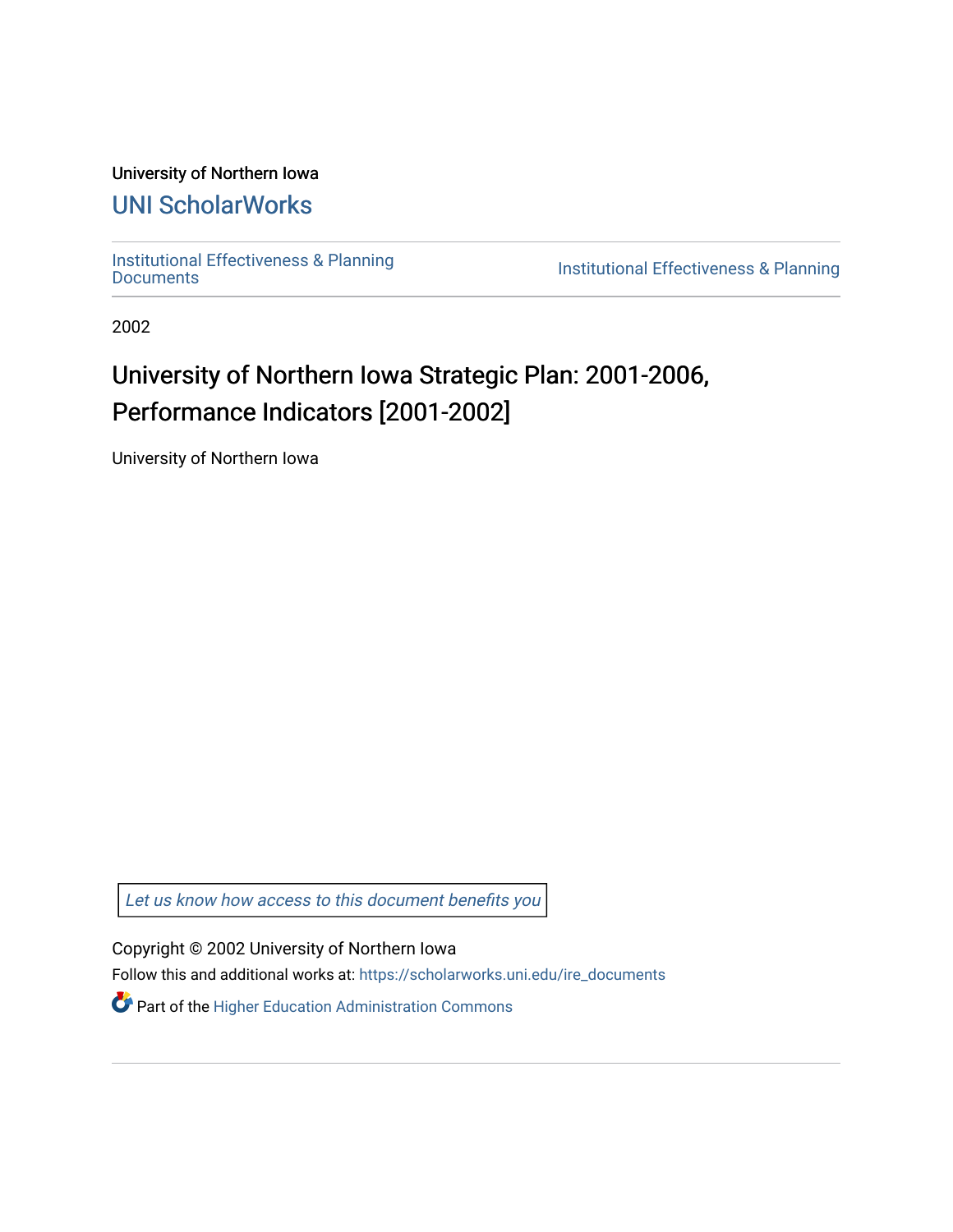University of Northern Iowa

# UNI ScholarWorks

Institutional Effectiveness & Planning Documents

Institutional Effectiveness & Planning

2002

# University of Northern Iowa Strategic Plan: 2001-2006, Performance Indicators [2001-2002]

University of Northern Iowa

*Let us know how access to this document benefits you*

Copyright © 2002 University of Northern Iowa

Follow this and additional works at: https://scholarworks.uni.edu/ire_documents

Part of the Higher Education Administration Commons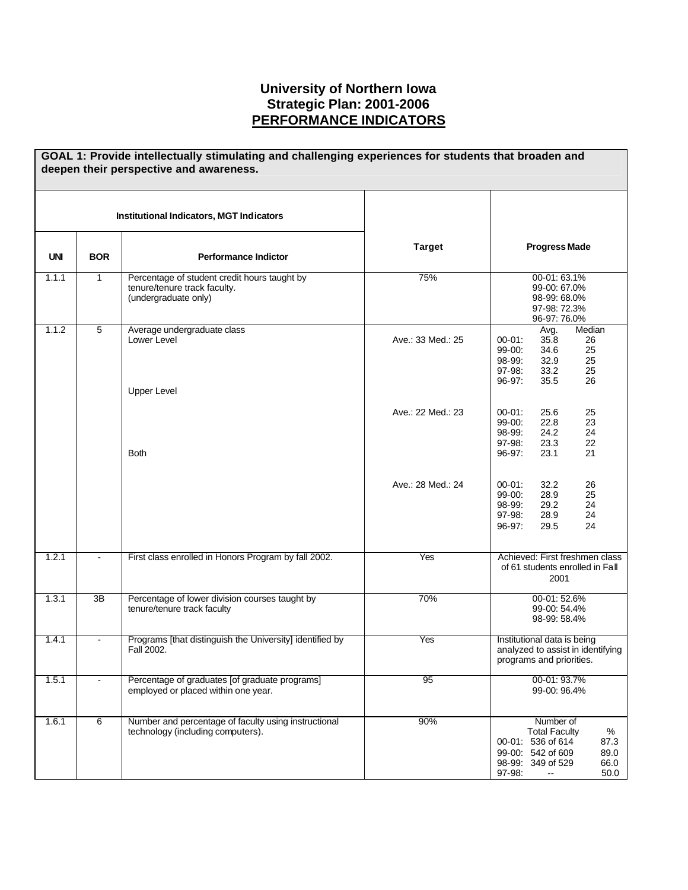# University of Northern Iowa
# Strategic Plan: 2001-2006
# PERFORMANCE INDICATORS

**GOAL 1: Provide intellectually stimulating and challenging experiences for students that broaden and deepen their perspective and awareness.**

| Institutional Indicators, MGT Indicators | | | | |
|---|---|---|---|---|
| **UNI** | **BOR** | **Performance Indictor** | **Target** | **Progress Made** |
| 1.1.1 | 1 | Percentage of student credit hours taught by tenure/tenure track faculty. (undergraduate only) | 75% | 00-01: 63.1%<br>99-00: 67.0%<br>98-99: 68.0%<br>97-98: 72.3%<br>96-97: 76.0% |
| 1.1.2 | 5 | Average undergraduate class<br>Lower Level | Ave.: 33 Med.: 25 | Avg. / Median<br>00-01: 35.8 / 26<br>99-00: 34.6 / 25<br>98-99: 32.9 / 25<br>97-98: 33.2 / 25<br>96-97: 35.5 / 26 |
| | | Upper Level | Ave.: 22 Med.: 23 | 00-01: 25.6 / 25<br>99-00: 22.8 / 23<br>98-99: 24.2 / 24<br>97-98: 23.3 / 22<br>96-97: 23.1 / 21 |
| | | Both | Ave.: 28 Med.: 24 | 00-01: 32.2 / 26<br>99-00: 28.9 / 25<br>98-99: 29.2 / 24<br>97-98: 28.9 / 24<br>96-97: 29.5 / 24 |
| 1.2.1 | - | First class enrolled in Honors Program by fall 2002. | Yes | Achieved: First freshmen class of 61 students enrolled in Fall 2001 |
| 1.3.1 | 3B | Percentage of lower division courses taught by tenure/tenure track faculty | 70% | 00-01: 52.6%<br>99-00: 54.4%<br>98-99: 58.4% |
| 1.4.1 | - | Programs [that distinguish the University] identified by Fall 2002. | Yes | Institutional data is being analyzed to assist in identifying programs and priorities. |
| 1.5.1 | - | Percentage of graduates [of graduate programs] employed or placed within one year. | 95 | 00-01: 93.7%<br>99-00: 96.4% |
| 1.6.1 | 6 | Number and percentage of faculty using instructional technology (including computers). | 90% | Number of Total Faculty / %<br>00-01: 536 of 614 / 87.3<br>99-00: 542 of 609 / 89.0<br>98-99: 349 of 529 / 66.0<br>97-98: -- / 50.0 |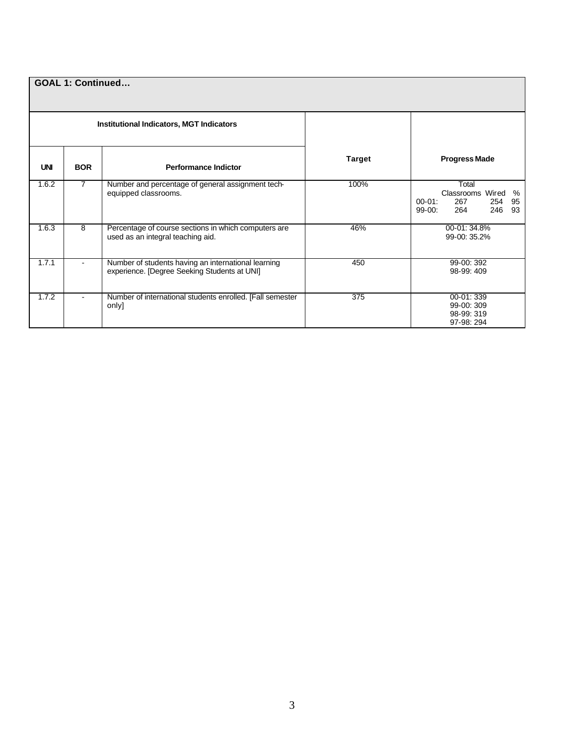**GOAL 1: Continued…**

| Institutional Indicators, MGT Indicators | | | Target | Progress Made |
|---|---|---|---|---|
| UNI | BOR | Performance Indictor | | |
| 1.6.2 | 7 | Number and percentage of general assignment tech-equipped classrooms. | 100% | Total Classrooms Wired %<br>00-01: 267 254 95<br>99-00: 264 246 93 |
| 1.6.3 | 8 | Percentage of course sections in which computers are used as an integral teaching aid. | 46% | 00-01: 34.8%<br>99-00: 35.2% |
| 1.7.1 | - | Number of students having an international learning experience. [Degree Seeking Students at UNI] | 450 | 99-00: 392<br>98-99: 409 |
| 1.7.2 | - | Number of international students enrolled. [Fall semester only] | 375 | 00-01: 339<br>99-00: 309<br>98-99: 319<br>97-98: 294 |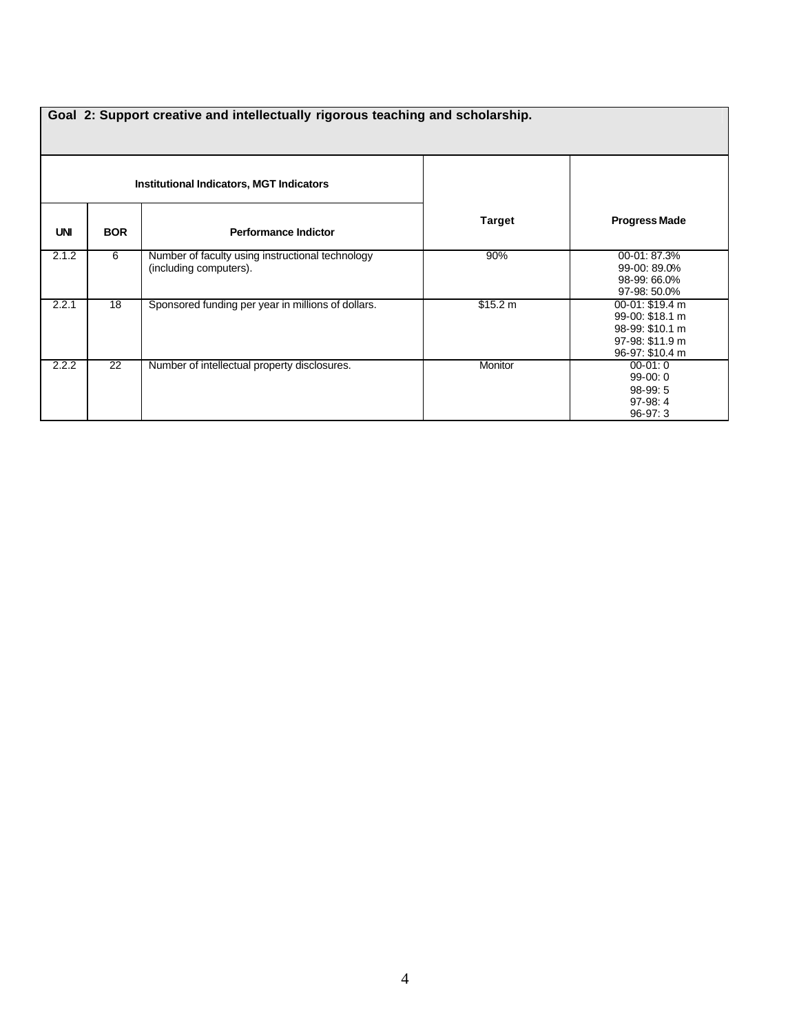| Goal 2: Support creative and intellectually rigorous teaching and scholarship. | | | | |
|---|---|---|---|---|
| Institutional Indicators, MGT Indicators | | | | |
| UNI | BOR | Performance Indictor | Target | Progress Made |
| 2.1.2 | 6 | Number of faculty using instructional technology (including computers). | 90% | 00-01: 87.3%<br>99-00: 89.0%<br>98-99: 66.0%<br>97-98: 50.0% |
| 2.2.1 | 18 | Sponsored funding per year in millions of dollars. | $15.2 m | 00-01: $19.4 m<br>99-00: $18.1 m<br>98-99: $10.1 m<br>97-98: $11.9 m<br>96-97: $10.4 m |
| 2.2.2 | 22 | Number of intellectual property disclosures. | Monitor | 00-01: 0<br>99-00: 0<br>98-99: 5<br>97-98: 4<br>96-97: 3 |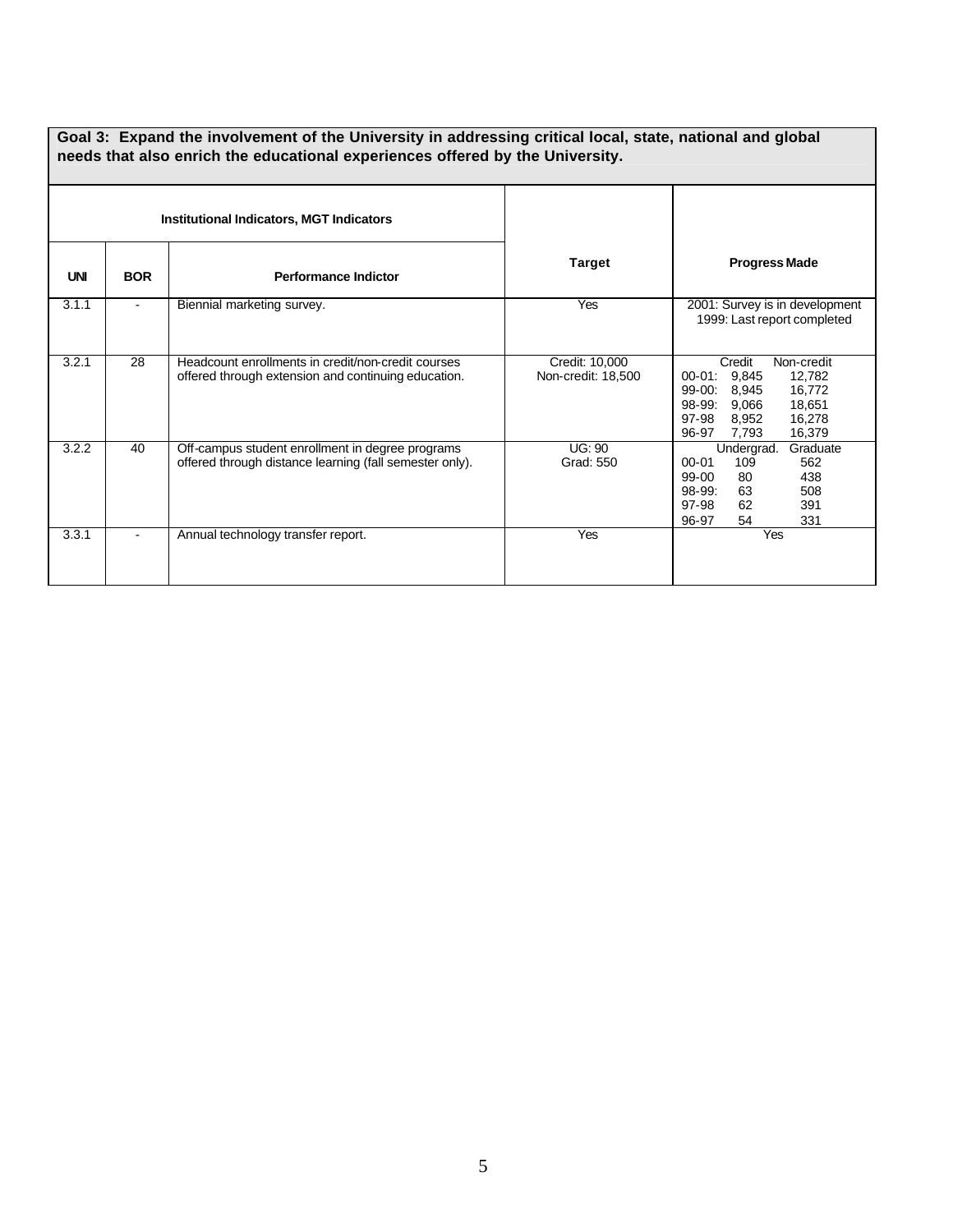**Goal 3: Expand the involvement of the University in addressing critical local, state, national and global needs that also enrich the educational experiences offered by the University.**

| Institutional Indicators, MGT Indicators | | | | |
|---|---|---|---|---|
| **UNI** | **BOR** | **Performance Indictor** | **Target** | **Progress Made** |
| 3.1.1 | - | Biennial marketing survey. | Yes | 2001: Survey is in development<br>1999: Last report completed |
| 3.2.1 | 28 | Headcount enrollments in credit/non-credit courses offered through extension and continuing education. | Credit: 10,000<br>Non-credit: 18,500 | Credit / Non-credit<br>00-01: 9,845 / 12,782<br>99-00: 8,945 / 16,772<br>98-99: 9,066 / 18,651<br>97-98 8,952 / 16,278<br>96-97 7,793 / 16,379 |
| 3.2.2 | 40 | Off-campus student enrollment in degree programs offered through distance learning (fall semester only). | UG: 90<br>Grad: 550 | Undergrad. / Graduate<br>00-01 109 / 562<br>99-00 80 / 438<br>98-99: 63 / 508<br>97-98 62 / 391<br>96-97 54 / 331 |
| 3.3.1 | - | Annual technology transfer report. | Yes | Yes |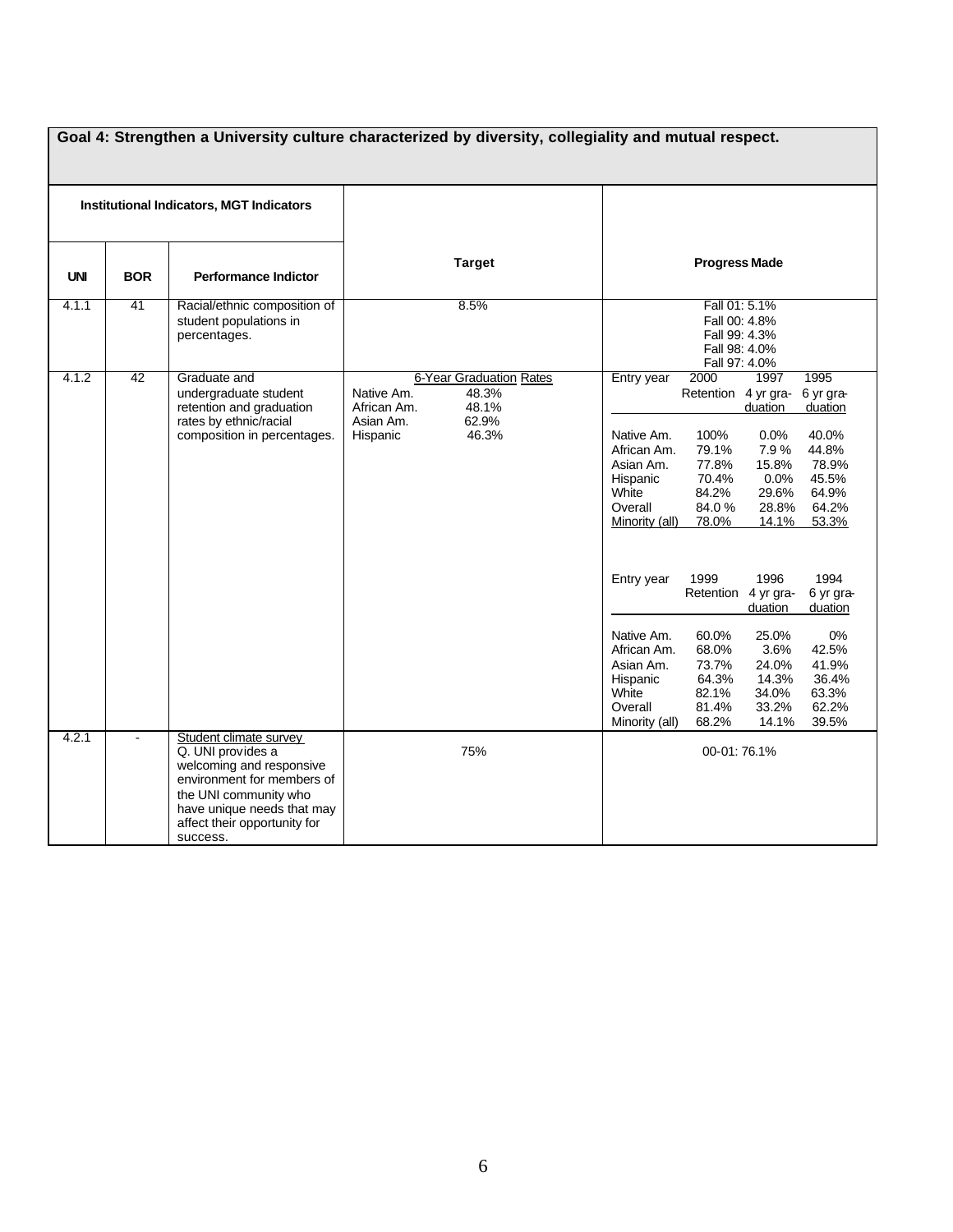**Goal 4: Strengthen a University culture characterized by diversity, collegiality and mutual respect.**

| Institutional Indicators, MGT Indicators | | | | |
|---|---|---|---|---|
| **UNI** | **BOR** | **Performance Indictor** | **Target** | **Progress Made** |
| 4.1.1 | 41 | Racial/ethnic composition of student populations in percentages. | 8.5% | Fall 01: 5.1%<br>Fall 00: 4.8%<br>Fall 99: 4.3%<br>Fall 98: 4.0%<br>Fall 97: 4.0% |
| 4.1.2 | 42 | Graduate and undergraduate student retention and graduation rates by ethnic/racial composition in percentages. | 6-Year Graduation Rates<br>Native Am. 48.3%<br>African Am. 48.1%<br>Asian Am. 62.9%<br>Hispanic 46.3% | Entry year: 2000 Retention / 1997 4 yr graduation / 1995 6 yr graduation<br>Native Am. 100% / 0.0% / 40.0%<br>African Am. 79.1% / 7.9 % / 44.8%<br>Asian Am. 77.8% / 15.8% / 78.9%<br>Hispanic 70.4% / 0.0% / 45.5%<br>White 84.2% / 29.6% / 64.9%<br>Overall 84.0 % / 28.8% / 64.2%<br>Minority (all) 78.0% / 14.1% / 53.3%<br><br>Entry year: 1999 Retention / 1996 4 yr graduation / 1994 6 yr graduation<br>Native Am. 60.0% / 25.0% / 0%<br>African Am. 68.0% / 3.6% / 42.5%<br>Asian Am. 73.7% / 24.0% / 41.9%<br>Hispanic 64.3% / 14.3% / 36.4%<br>White 82.1% / 34.0% / 63.3%<br>Overall 81.4% / 33.2% / 62.2%<br>Minority (all) 68.2% / 14.1% / 39.5% |
| 4.2.1 | - | Student climate survey<br>Q. UNI provides a welcoming and responsive environment for members of the UNI community who have unique needs that may affect their opportunity for success. | 75% | 00-01: 76.1% |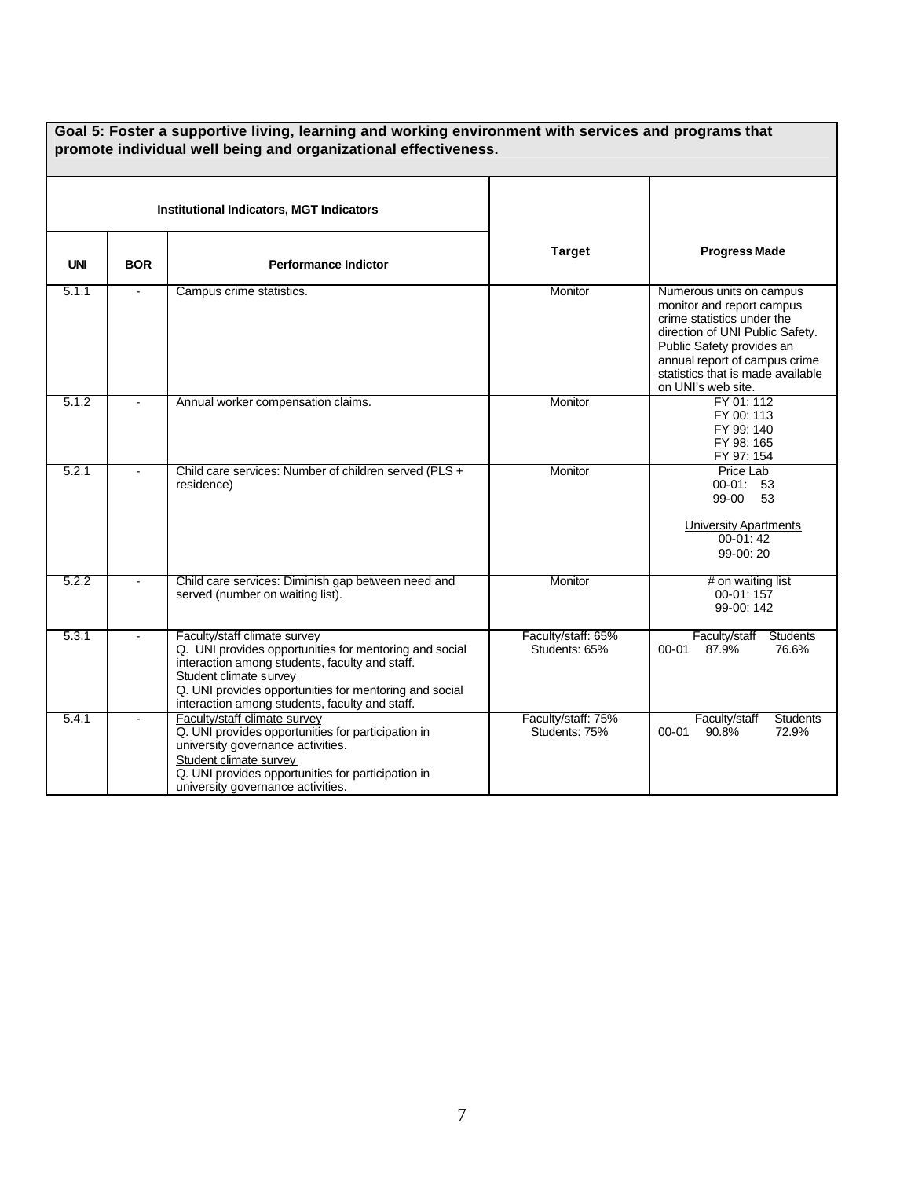**Goal 5: Foster a supportive living, learning and working environment with services and programs that promote individual well being and organizational effectiveness.**

| Institutional Indicators, MGT Indicators | | | | |
|---|---|---|---|---|
| **UNI** | **BOR** | **Performance Indictor** | **Target** | **Progress Made** |
| 5.1.1 | - | Campus crime statistics. | Monitor | Numerous units on campus monitor and report campus crime statistics under the direction of UNI Public Safety. Public Safety provides an annual report of campus crime statistics that is made available on UNI's web site. |
| 5.1.2 | - | Annual worker compensation claims. | Monitor | FY 01: 112<br>FY 00: 113<br>FY 99: 140<br>FY 98: 165<br>FY 97: 154 |
| 5.2.1 | - | Child care services: Number of children served (PLS + residence) | Monitor | Price Lab<br>00-01: 53<br>99-00 53<br><br>University Apartments<br>00-01: 42<br>99-00: 20 |
| 5.2.2 | - | Child care services: Diminish gap between need and served (number on waiting list). | Monitor | # on waiting list<br>00-01: 157<br>99-00: 142 |
| 5.3.1 | - | Faculty/staff climate survey<br>Q. UNI provides opportunities for mentoring and social interaction among students, faculty and staff.<br>Student climate survey<br>Q. UNI provides opportunities for mentoring and social interaction among students, faculty and staff. | Faculty/staff: 65%<br>Students: 65% | Faculty/staff Students<br>00-01 87.9% 76.6% |
| 5.4.1 | - | Faculty/staff climate survey<br>Q. UNI provides opportunities for participation in university governance activities.<br>Student climate survey<br>Q. UNI provides opportunities for participation in university governance activities. | Faculty/staff: 75%<br>Students: 75% | Faculty/staff Students<br>00-01 90.8% 72.9% |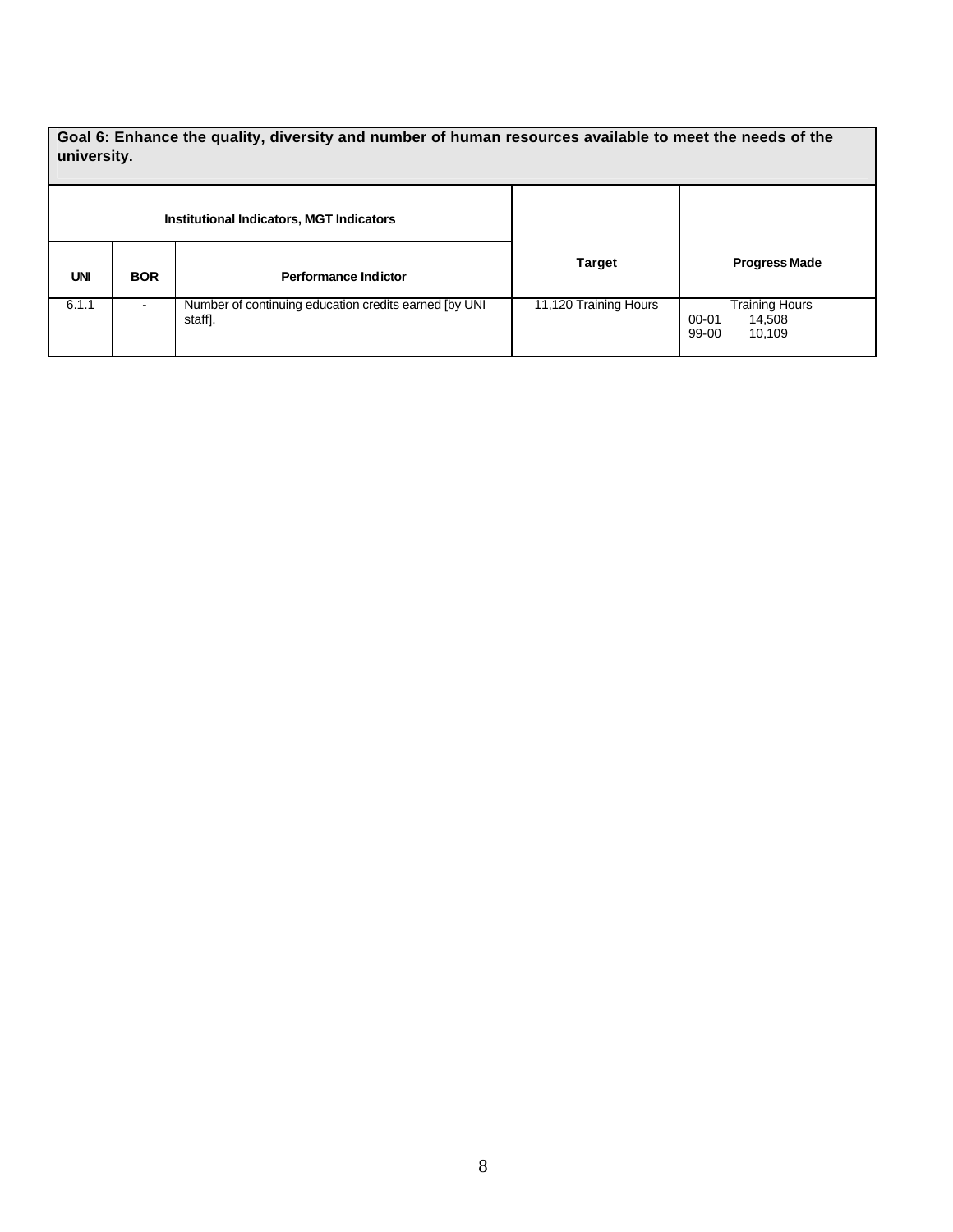**Goal 6: Enhance the quality, diversity and number of human resources available to meet the needs of the university.**

| Institutional Indicators, MGT Indicators | | | Target | Progress Made |
|---|---|---|---|---|
| **UNI** | **BOR** | **Performance Indictor** | | |
| 6.1.1 | - | Number of continuing education credits earned [by UNI staff]. | 11,120 Training Hours | Training Hours<br>00-01 14,508<br>99-00 10,109 |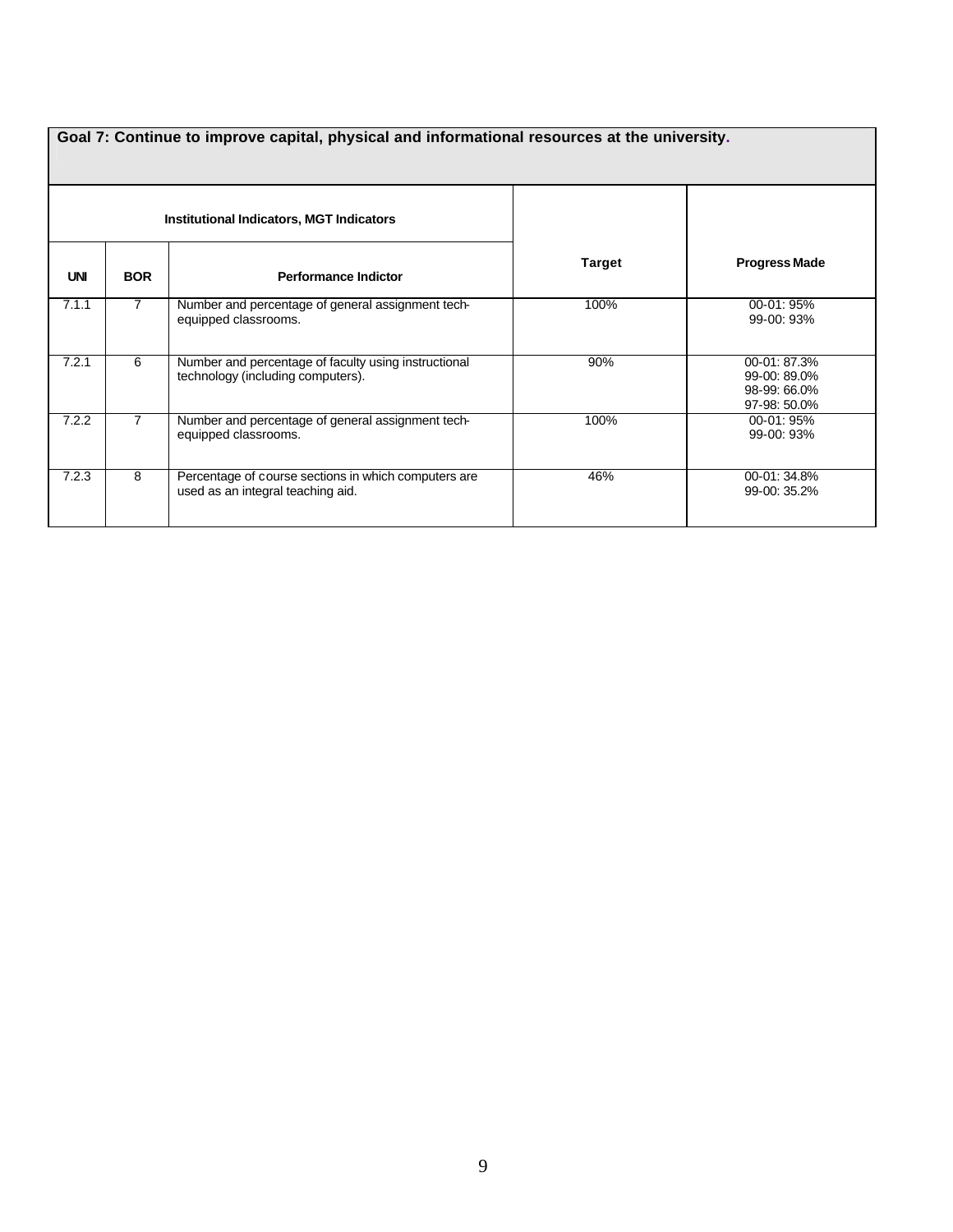| **Goal 7: Continue to improve capital, physical and informational resources at the university.** | | | | |
|---|---|---|---|---|
| **Institutional Indicators, MGT Indicators** | | | | |
| **UNI** | **BOR** | **Performance Indictor** | **Target** | **Progress Made** |
| 7.1.1 | 7 | Number and percentage of general assignment tech-equipped classrooms. | 100% | 00-01: 95%<br>99-00: 93% |
| 7.2.1 | 6 | Number and percentage of faculty using instructional technology (including computers). | 90% | 00-01: 87.3%<br>99-00: 89.0%<br>98-99: 66.0%<br>97-98: 50.0% |
| 7.2.2 | 7 | Number and percentage of general assignment tech-equipped classrooms. | 100% | 00-01: 95%<br>99-00: 93% |
| 7.2.3 | 8 | Percentage of course sections in which computers are used as an integral teaching aid. | 46% | 00-01: 34.8%<br>99-00: 35.2% |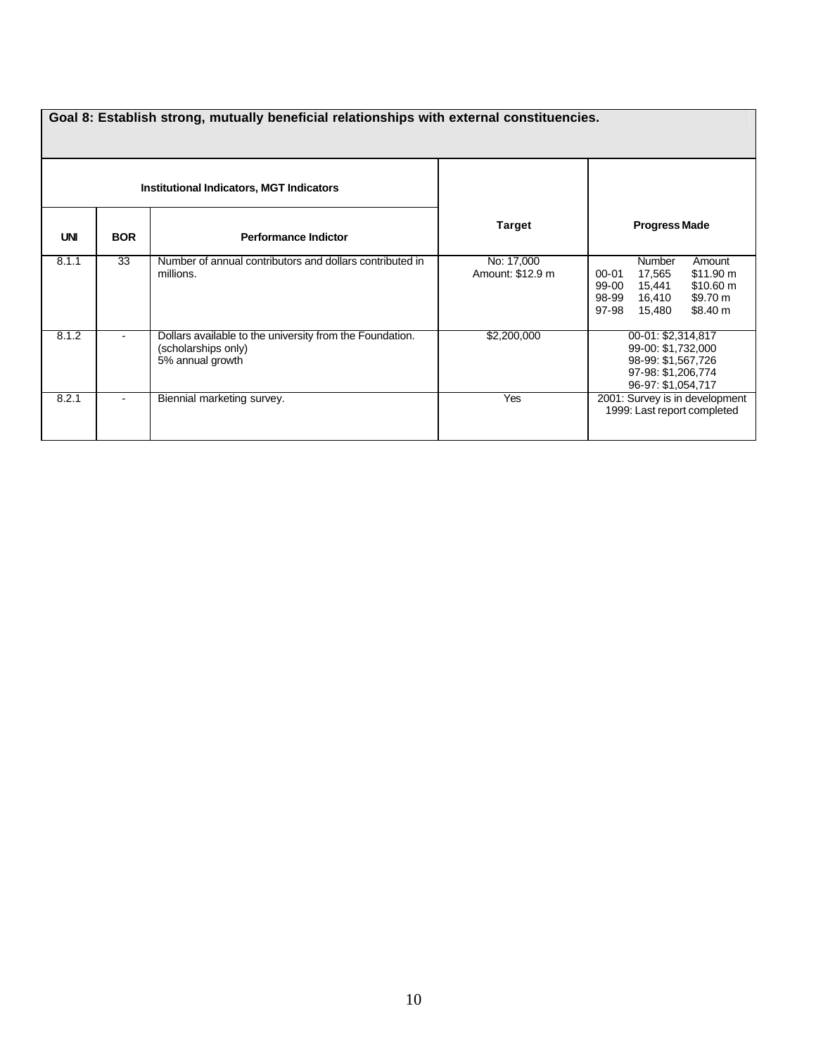## Goal 8: Establish strong, mutually beneficial relationships with external constituencies.

| Institutional Indicators, MGT Indicators | | | | |
|---|---|---|---|---|
| **UNI** | **BOR** | **Performance Indictor** | **Target** | **Progress Made** |
| 8.1.1 | 33 | Number of annual contributors and dollars contributed in millions. | No: 17,000<br>Amount: $12.9 m | Number Amount<br>00-01 17,565 $11.90 m<br>99-00 15,441 $10.60 m<br>98-99 16,410 $9.70 m<br>97-98 15,480 $8.40 m |
| 8.1.2 | - | Dollars available to the university from the Foundation. (scholarships only)<br>5% annual growth | $2,200,000 | 00-01: $2,314,817<br>99-00: $1,732,000<br>98-99: $1,567,726<br>97-98: $1,206,774<br>96-97: $1,054,717 |
| 8.2.1 | - | Biennial marketing survey. | Yes | 2001: Survey is in development<br>1999: Last report completed |